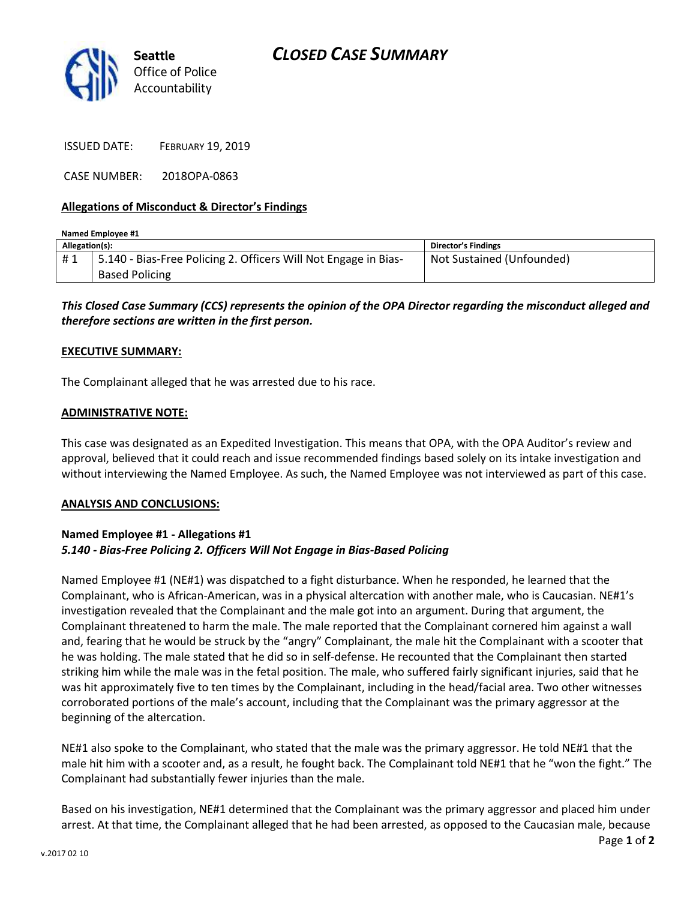# CLOSED CASE SUMMARY

**Seattle**
Office of Police Accountability

ISSUED DATE: FEBRUARY 19, 2019

CASE NUMBER: 2018OPA-0863

## Allegations of Misconduct & Director's Findings

**Named Employee #1**

| Allegation(s): | | Director's Findings |
|---|---|---|
| # 1 | 5.140 - Bias-Free Policing 2. Officers Will Not Engage in Bias-Based Policing | Not Sustained (Unfounded) |

***This Closed Case Summary (CCS) represents the opinion of the OPA Director regarding the misconduct alleged and therefore sections are written in the first person.***

## EXECUTIVE SUMMARY:

The Complainant alleged that he was arrested due to his race.

## ADMINISTRATIVE NOTE:

This case was designated as an Expedited Investigation. This means that OPA, with the OPA Auditor's review and approval, believed that it could reach and issue recommended findings based solely on its intake investigation and without interviewing the Named Employee. As such, the Named Employee was not interviewed as part of this case.

## ANALYSIS AND CONCLUSIONS:

**Named Employee #1 - Allegations #1**
***5.140 - Bias-Free Policing 2. Officers Will Not Engage in Bias-Based Policing***

Named Employee #1 (NE#1) was dispatched to a fight disturbance. When he responded, he learned that the Complainant, who is African-American, was in a physical altercation with another male, who is Caucasian. NE#1's investigation revealed that the Complainant and the male got into an argument. During that argument, the Complainant threatened to harm the male. The male reported that the Complainant cornered him against a wall and, fearing that he would be struck by the "angry" Complainant, the male hit the Complainant with a scooter that he was holding. The male stated that he did so in self-defense. He recounted that the Complainant then started striking him while the male was in the fetal position. The male, who suffered fairly significant injuries, said that he was hit approximately five to ten times by the Complainant, including in the head/facial area. Two other witnesses corroborated portions of the male's account, including that the Complainant was the primary aggressor at the beginning of the altercation.

NE#1 also spoke to the Complainant, who stated that the male was the primary aggressor. He told NE#1 that the male hit him with a scooter and, as a result, he fought back. The Complainant told NE#1 that he "won the fight." The Complainant had substantially fewer injuries than the male.

Based on his investigation, NE#1 determined that the Complainant was the primary aggressor and placed him under arrest. At that time, the Complainant alleged that he had been arrested, as opposed to the Caucasian male, because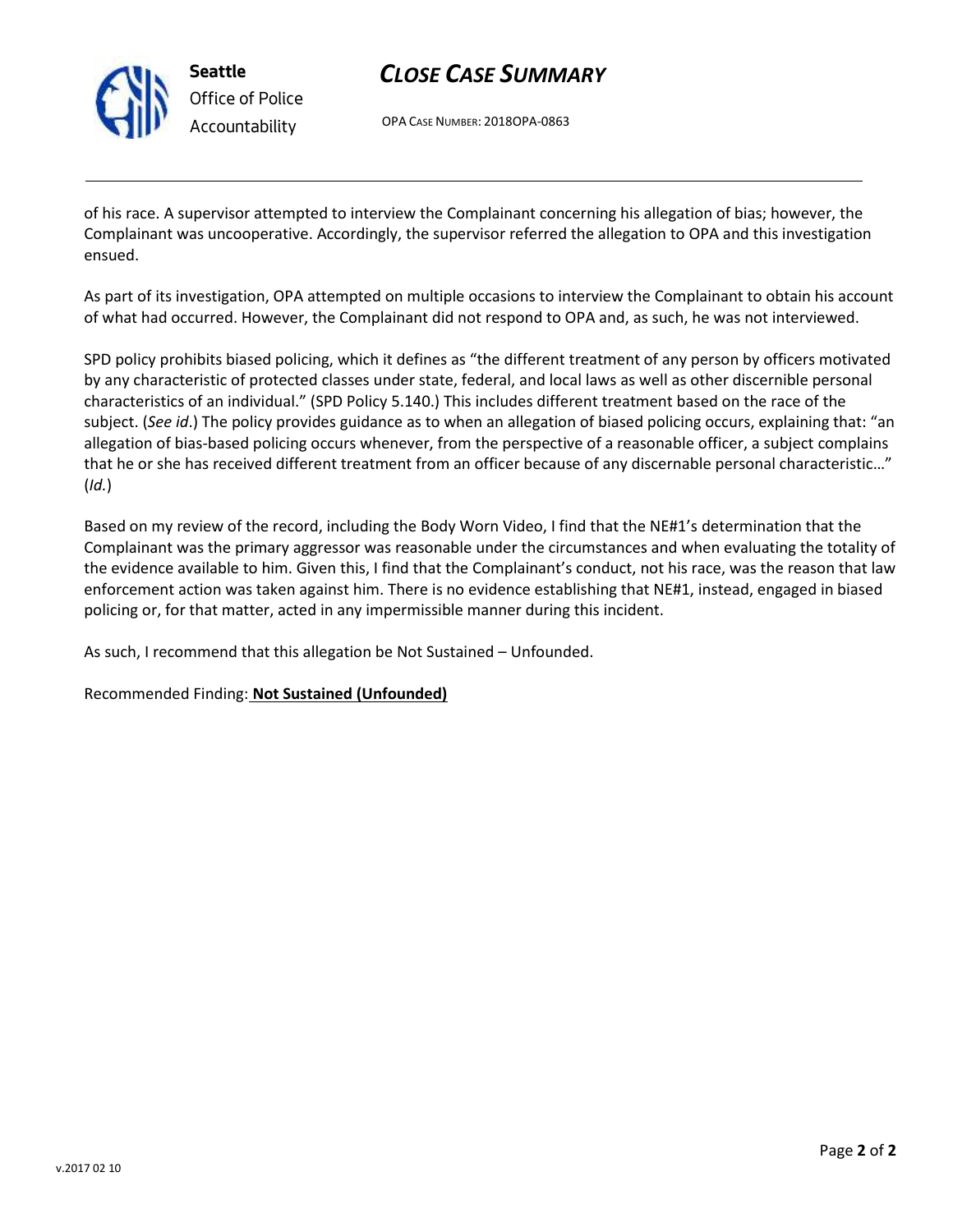of his race. A supervisor attempted to interview the Complainant concerning his allegation of bias; however, the Complainant was uncooperative. Accordingly, the supervisor referred the allegation to OPA and this investigation ensued.

As part of its investigation, OPA attempted on multiple occasions to interview the Complainant to obtain his account of what had occurred. However, the Complainant did not respond to OPA and, as such, he was not interviewed.

SPD policy prohibits biased policing, which it defines as "the different treatment of any person by officers motivated by any characteristic of protected classes under state, federal, and local laws as well as other discernible personal characteristics of an individual." (SPD Policy 5.140.) This includes different treatment based on the race of the subject. (*See id*.) The policy provides guidance as to when an allegation of biased policing occurs, explaining that: "an allegation of bias-based policing occurs whenever, from the perspective of a reasonable officer, a subject complains that he or she has received different treatment from an officer because of any discernable personal characteristic…" (*Id.*)

Based on my review of the record, including the Body Worn Video, I find that the NE#1's determination that the Complainant was the primary aggressor was reasonable under the circumstances and when evaluating the totality of the evidence available to him. Given this, I find that the Complainant's conduct, not his race, was the reason that law enforcement action was taken against him. There is no evidence establishing that NE#1, instead, engaged in biased policing or, for that matter, acted in any impermissible manner during this incident.

As such, I recommend that this allegation be Not Sustained – Unfounded.

Recommended Finding: **Not Sustained (Unfounded)**